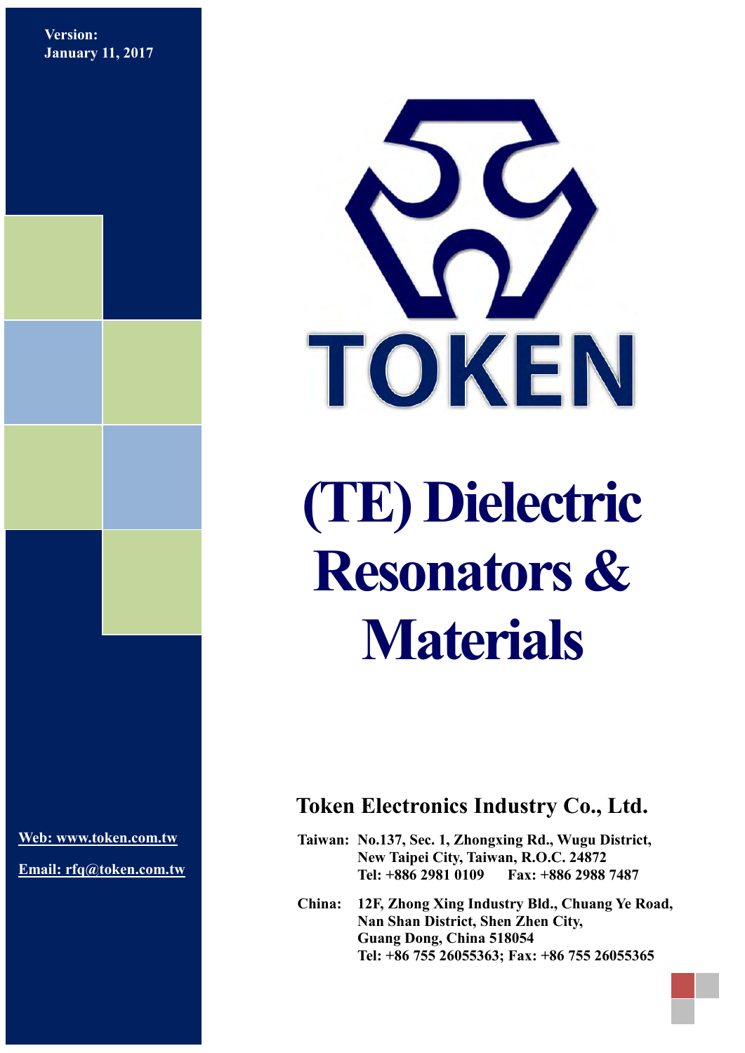Version:
January 11, 2017

TOKEN

# (TE) Dielectric Resonators & Materials

## Token Electronics Industry Co., Ltd.

Web: www.token.com.tw

Email: rfq@token.com.tw

**Taiwan:** No.137, Sec. 1, Zhongxing Rd., Wugu District,
New Taipei City, Taiwan, R.O.C. 24872
Tel: +886 2981 0109 Fax: +886 2988 7487

**China:** 12F, Zhong Xing Industry Bld., Chuang Ye Road,
Nan Shan District, Shen Zhen City,
Guang Dong, China 518054
Tel: +86 755 26055363; Fax: +86 755 26055365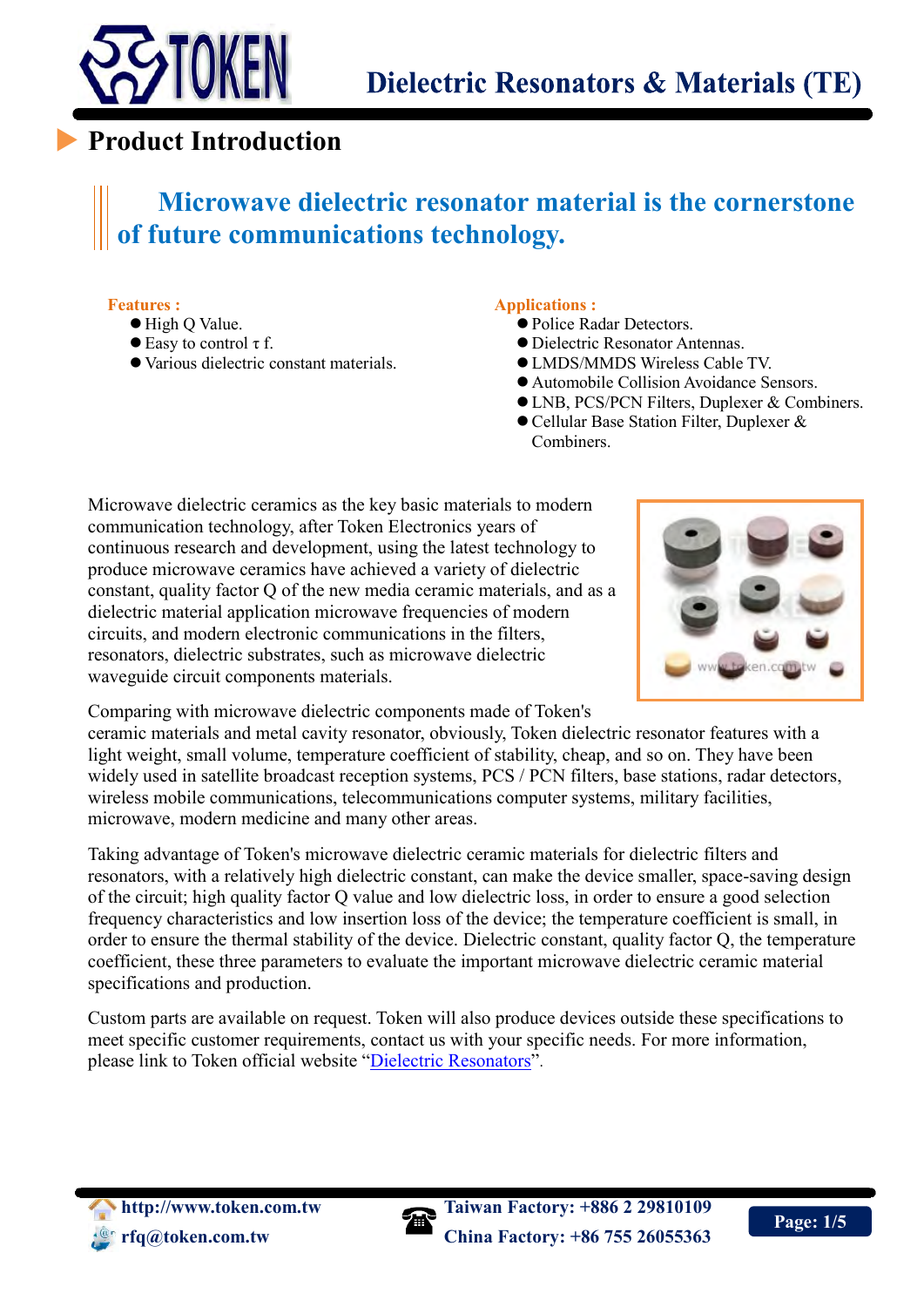# Dielectric Resonators & Materials (TE)

## Product Introduction

**Microwave dielectric resonator material is the cornerstone of future communications technology.**

**Features :**

- High Q Value.
- Easy to control τ f.
- Various dielectric constant materials.

**Applications :**

- Police Radar Detectors.
- Dielectric Resonator Antennas.
- LMDS/MMDS Wireless Cable TV.
- Automobile Collision Avoidance Sensors.
- LNB, PCS/PCN Filters, Duplexer & Combiners.
- Cellular Base Station Filter, Duplexer & Combiners.

Microwave dielectric ceramics as the key basic materials to modern communication technology, after Token Electronics years of continuous research and development, using the latest technology to produce microwave ceramics have achieved a variety of dielectric constant, quality factor Q of the new media ceramic materials, and as a dielectric material application microwave frequencies of modern circuits, and modern electronic communications in the filters, resonators, dielectric substrates, such as microwave dielectric waveguide circuit components materials.

Comparing with microwave dielectric components made of Token's ceramic materials and metal cavity resonator, obviously, Token dielectric resonator features with a light weight, small volume, temperature coefficient of stability, cheap, and so on. They have been widely used in satellite broadcast reception systems, PCS / PCN filters, base stations, radar detectors, wireless mobile communications, telecommunications computer systems, military facilities, microwave, modern medicine and many other areas.

Taking advantage of Token's microwave dielectric ceramic materials for dielectric filters and resonators, with a relatively high dielectric constant, can make the device smaller, space-saving design of the circuit; high quality factor Q value and low dielectric loss, in order to ensure a good selection frequency characteristics and low insertion loss of the device; the temperature coefficient is small, in order to ensure the thermal stability of the device. Dielectric constant, quality factor Q, the temperature coefficient, these three parameters to evaluate the important microwave dielectric ceramic material specifications and production.

Custom parts are available on request. Token will also produce devices outside these specifications to meet specific customer requirements, contact us with your specific needs. For more information, please link to Token official website "Dielectric Resonators".

http://www.token.com.tw
rfq@token.com.tw
Taiwan Factory: +886 2 29810109
China Factory: +86 755 26055363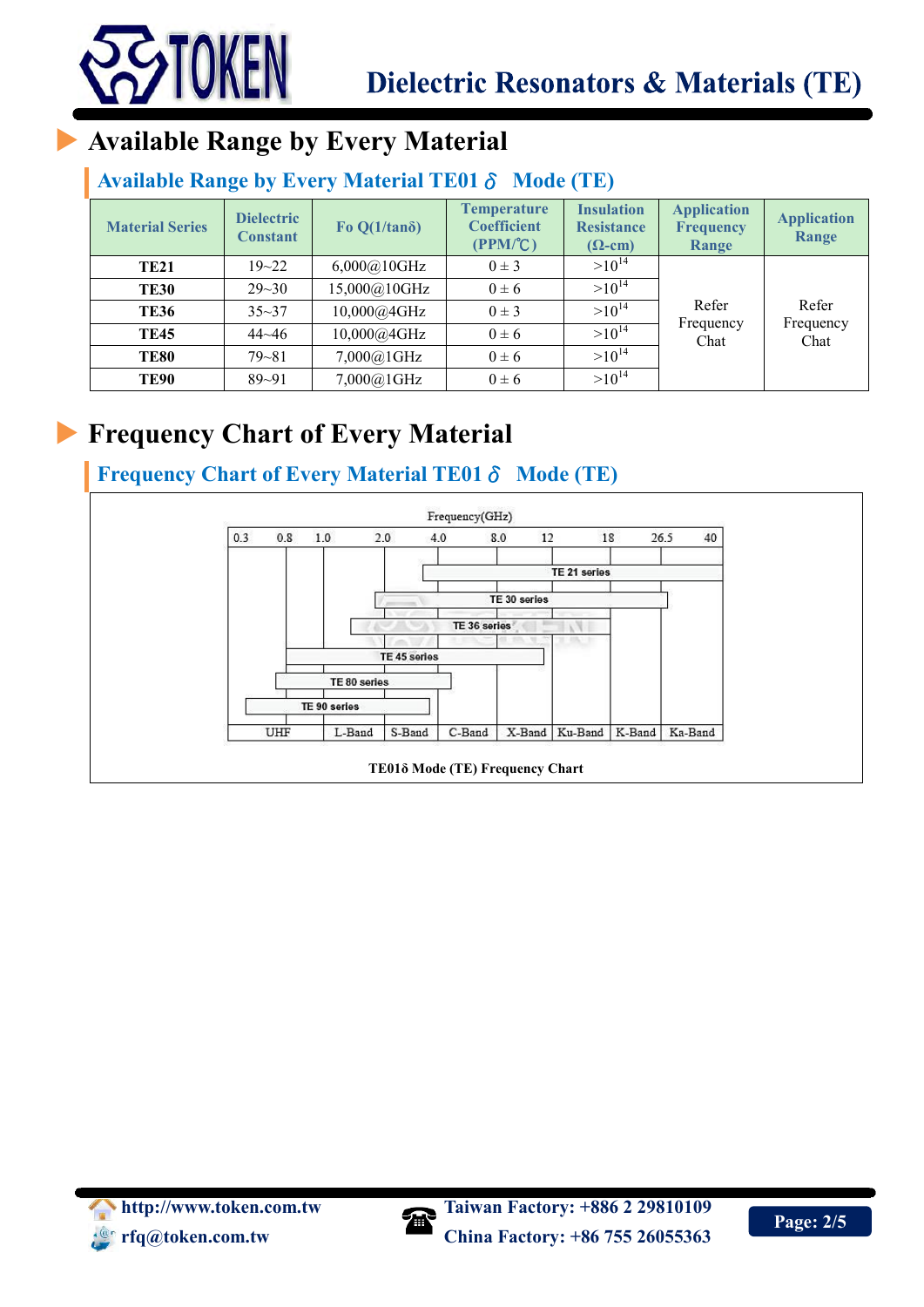# Available Range by Every Material

## Available Range by Every Material TE01δ Mode (TE)

| Material Series | Dielectric Constant | Fo Q(1/tanδ) | Temperature Coefficient (PPM/℃) | Insulation Resistance (Ω-cm) | Application Frequency Range | Application Range |
|---|---|---|---|---|---|---|
| **TE21** | 19~22 | 6,000@10GHz | 0 ± 3 | $>10^{14}$ | Refer Frequency Chat | Refer Frequency Chat |
| **TE30** | 29~30 | 15,000@10GHz | 0 ± 6 | $>10^{14}$ | | |
| **TE36** | 35~37 | 10,000@4GHz | 0 ± 3 | $>10^{14}$ | | |
| **TE45** | 44~46 | 10,000@4GHz | 0 ± 6 | $>10^{14}$ | | |
| **TE80** | 79~81 | 7,000@1GHz | 0 ± 6 | $>10^{14}$ | | |
| **TE90** | 89~91 | 7,000@1GHz | 0 ± 6 | $>10^{14}$ | | |

# Frequency Chart of Every Material

## Frequency Chart of Every Material TE01δ Mode (TE)

Frequency(GHz)

| 0.3 | 0.8 | 1.0 | 2.0 | 4.0 | 8.0 | 12 | 18 | 26.5 | 40 |
|---|---|---|---|---|---|---|---|---|---|

| Series | Approximate Frequency Coverage |
|---|---|
| TE 21 series | ~4.0 – 40 GHz |
| TE 30 series | ~2.0 – 26.5 GHz |
| TE 36 series | ~1.5 – 18 GHz |
| TE 45 series | ~0.8 – 12 GHz |
| TE 80 series | ~0.6 – 4.0 GHz |
| TE 90 series | ~0.4 – 3.5 GHz |

Bands: UHF | L-Band | S-Band | C-Band | X-Band | Ku-Band | K-Band | Ka-Band

**TE01δ Mode (TE) Frequency Chart**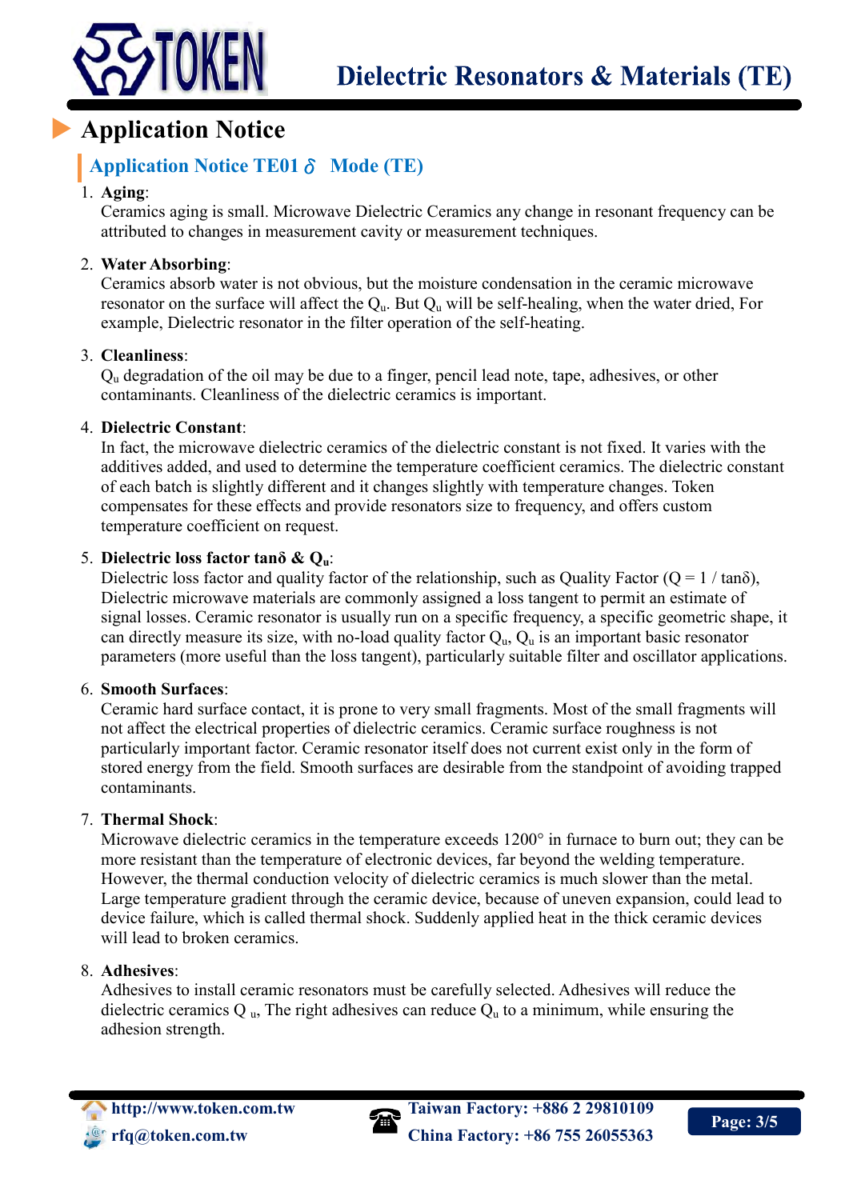# Application Notice

## Application Notice TE01 $\delta$ Mode (TE)

1. **Aging**:
   Ceramics aging is small. Microwave Dielectric Ceramics any change in resonant frequency can be attributed to changes in measurement cavity or measurement techniques.

2. **Water Absorbing**:
   Ceramics absorb water is not obvious, but the moisture condensation in the ceramic microwave resonator on the surface will affect the $Q_u$. But $Q_u$ will be self-healing, when the water dried, For example, Dielectric resonator in the filter operation of the self-heating.

3. **Cleanliness**:
   $Q_u$ degradation of the oil may be due to a finger, pencil lead note, tape, adhesives, or other contaminants. Cleanliness of the dielectric ceramics is important.

4. **Dielectric Constant**:
   In fact, the microwave dielectric ceramics of the dielectric constant is not fixed. It varies with the additives added, and used to determine the temperature coefficient ceramics. The dielectric constant of each batch is slightly different and it changes slightly with temperature changes. Token compensates for these effects and provide resonators size to frequency, and offers custom temperature coefficient on request.

5. **Dielectric loss factor tanδ & $Q_u$**:
   Dielectric loss factor and quality factor of the relationship, such as Quality Factor ($Q = 1 / \tan\delta$), Dielectric microwave materials are commonly assigned a loss tangent to permit an estimate of signal losses. Ceramic resonator is usually run on a specific frequency, a specific geometric shape, it can directly measure its size, with no-load quality factor $Q_u$, $Q_u$ is an important basic resonator parameters (more useful than the loss tangent), particularly suitable filter and oscillator applications.

6. **Smooth Surfaces**:
   Ceramic hard surface contact, it is prone to very small fragments. Most of the small fragments will not affect the electrical properties of dielectric ceramics. Ceramic surface roughness is not particularly important factor. Ceramic resonator itself does not current exist only in the form of stored energy from the field. Smooth surfaces are desirable from the standpoint of avoiding trapped contaminants.

7. **Thermal Shock**:
   Microwave dielectric ceramics in the temperature exceeds 1200° in furnace to burn out; they can be more resistant than the temperature of electronic devices, far beyond the welding temperature. However, the thermal conduction velocity of dielectric ceramics is much slower than the metal. Large temperature gradient through the ceramic device, because of uneven expansion, could lead to device failure, which is called thermal shock. Suddenly applied heat in the thick ceramic devices will lead to broken ceramics.

8. **Adhesives**:
   Adhesives to install ceramic resonators must be carefully selected. Adhesives will reduce the dielectric ceramics $Q_u$, The right adhesives can reduce $Q_u$ to a minimum, while ensuring the adhesion strength.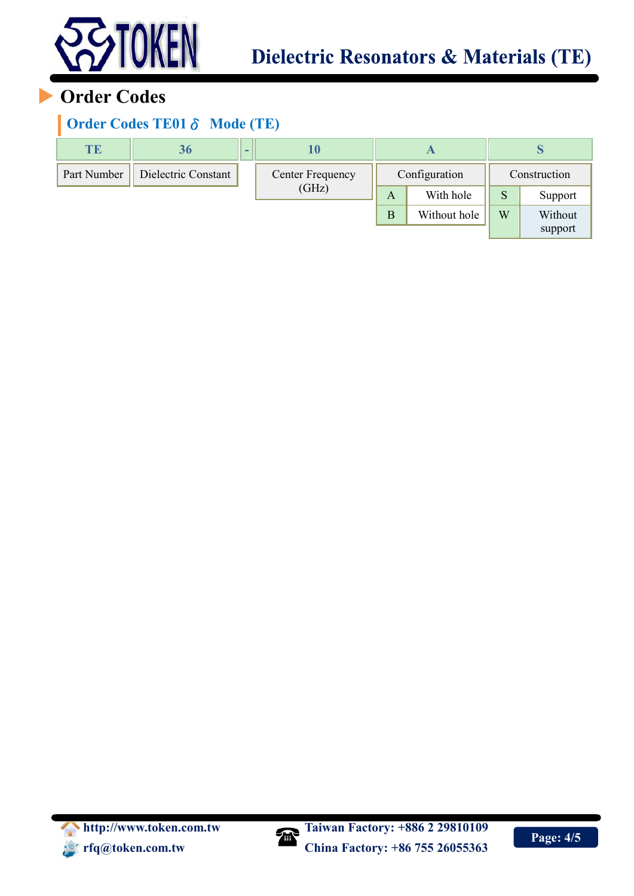# Order Codes

## Order Codes TE01 $\delta$ Mode (TE)

| TE | 36 | - | 10 | A | | S | |
|---|---|---|---|---|---|---|---|
| Part Number | Dielectric Constant | | Center Frequency (GHz) | Configuration | | Construction | |
| | | | | A | With hole | S | Support |
| | | | | B | Without hole | W | Without support |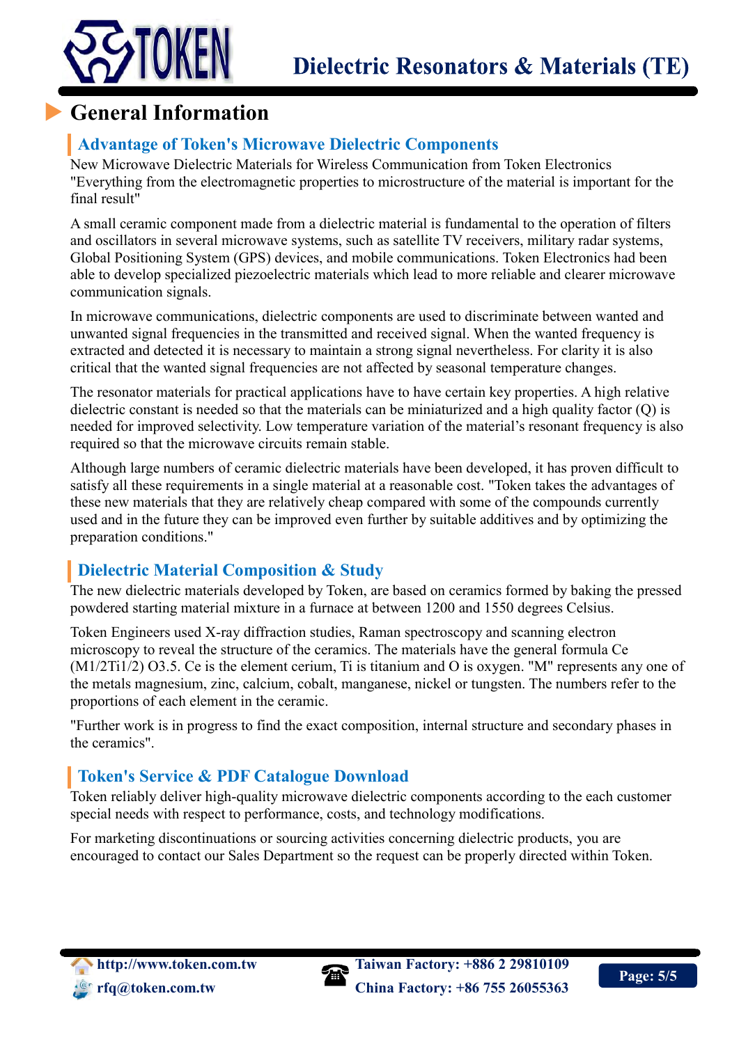# General Information

## Advantage of Token's Microwave Dielectric Components

New Microwave Dielectric Materials for Wireless Communication from Token Electronics
"Everything from the electromagnetic properties to microstructure of the material is important for the final result"

A small ceramic component made from a dielectric material is fundamental to the operation of filters and oscillators in several microwave systems, such as satellite TV receivers, military radar systems, Global Positioning System (GPS) devices, and mobile communications. Token Electronics had been able to develop specialized piezoelectric materials which lead to more reliable and clearer microwave communication signals.

In microwave communications, dielectric components are used to discriminate between wanted and unwanted signal frequencies in the transmitted and received signal. When the wanted frequency is extracted and detected it is necessary to maintain a strong signal nevertheless. For clarity it is also critical that the wanted signal frequencies are not affected by seasonal temperature changes.

The resonator materials for practical applications have to have certain key properties. A high relative dielectric constant is needed so that the materials can be miniaturized and a high quality factor (Q) is needed for improved selectivity. Low temperature variation of the material's resonant frequency is also required so that the microwave circuits remain stable.

Although large numbers of ceramic dielectric materials have been developed, it has proven difficult to satisfy all these requirements in a single material at a reasonable cost. "Token takes the advantages of these new materials that they are relatively cheap compared with some of the compounds currently used and in the future they can be improved even further by suitable additives and by optimizing the preparation conditions."

## Dielectric Material Composition & Study

The new dielectric materials developed by Token, are based on ceramics formed by baking the pressed powdered starting material mixture in a furnace at between 1200 and 1550 degrees Celsius.

Token Engineers used X-ray diffraction studies, Raman spectroscopy and scanning electron microscopy to reveal the structure of the ceramics. The materials have the general formula Ce (M1/2Ti1/2) O3.5. Ce is the element cerium, Ti is titanium and O is oxygen. "M" represents any one of the metals magnesium, zinc, calcium, cobalt, manganese, nickel or tungsten. The numbers refer to the proportions of each element in the ceramic.

"Further work is in progress to find the exact composition, internal structure and secondary phases in the ceramics".

## Token's Service & PDF Catalogue Download

Token reliably deliver high-quality microwave dielectric components according to the each customer special needs with respect to performance, costs, and technology modifications.

For marketing discontinuations or sourcing activities concerning dielectric products, you are encouraged to contact our Sales Department so the request can be properly directed within Token.